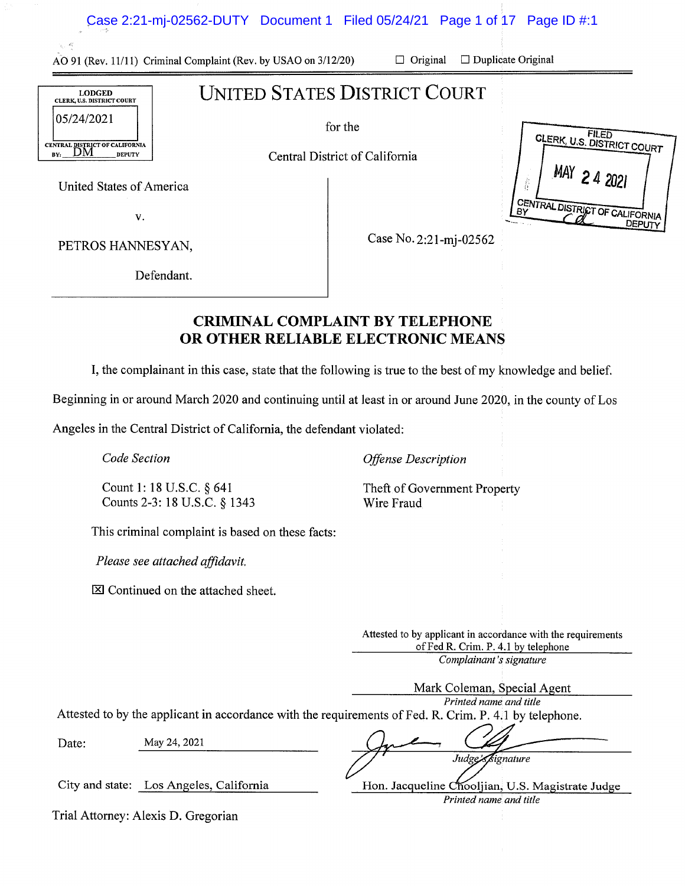AO 91 (Rev. 11/11) Criminal Complaint (Rev. by USAO on 3/12/20) ☐ Original ☐ Duplicate Original

LODGED
CLERK, U.S. DISTRICT COURT
05/24/2021
CENTRAL DISTRICT OF CALIFORNIA
BY: DM DEPUTY

# UNITED STATES DISTRICT COURT

for the

Central District of California

FILED
CLERK, U.S. DISTRICT COURT
MAY 24 2021
CENTRAL DISTRICT OF CALIFORNIA
BY DEPUTY

United States of America

v.

PETROS HANNESYAN,

Defendant.

Case No. 2:21-mj-02562

## CRIMINAL COMPLAINT BY TELEPHONE OR OTHER RELIABLE ELECTRONIC MEANS

I, the complainant in this case, state that the following is true to the best of my knowledge and belief.

Beginning in or around March 2020 and continuing until at least in or around June 2020, in the county of Los Angeles in the Central District of California, the defendant violated:

| *Code Section* | *Offense Description* |
|---|---|
| Count 1: 18 U.S.C. § 641 | Theft of Government Property |
| Counts 2-3: 18 U.S.C. § 1343 | Wire Fraud |

This criminal complaint is based on these facts:

*Please see attached affidavit.*

☒ Continued on the attached sheet.

Attested to by applicant in accordance with the requirements of Fed R. Crim. P. 4.1 by telephone
*Complainant's signature*

Mark Coleman, Special Agent
*Printed name and title*

Attested to by the applicant in accordance with the requirements of Fed. R. Crim. P. 4.1 by telephone.

Date: May 24, 2021

*Judge's signature*

City and state: Los Angeles, California

Hon. Jacqueline Chooljian, U.S. Magistrate Judge
*Printed name and title*

Trial Attorney: Alexis D. Gregorian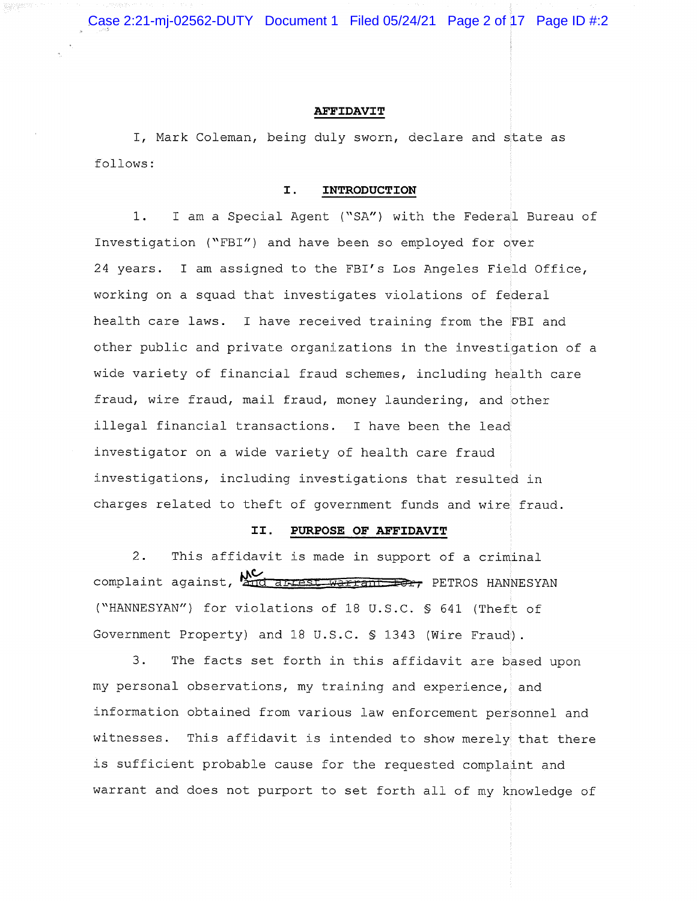**AFFIDAVIT**

I, Mark Coleman, being duly sworn, declare and state as follows:

## I. INTRODUCTION

1. I am a Special Agent ("SA") with the Federal Bureau of Investigation ("FBI") and have been so employed for over 24 years. I am assigned to the FBI's Los Angeles Field Office, working on a squad that investigates violations of federal health care laws. I have received training from the FBI and other public and private organizations in the investigation of a wide variety of financial fraud schemes, including health care fraud, wire fraud, mail fraud, money laundering, and other illegal financial transactions. I have been the lead investigator on a wide variety of health care fraud investigations, including investigations that resulted in charges related to theft of government funds and wire fraud.

## II. PURPOSE OF AFFIDAVIT

2. This affidavit is made in support of a criminal complaint against, ~~and arrest warrant for,~~ MC PETROS HANNESYAN ("HANNESYAN") for violations of 18 U.S.C. § 641 (Theft of Government Property) and 18 U.S.C. § 1343 (Wire Fraud).

3. The facts set forth in this affidavit are based upon my personal observations, my training and experience, and information obtained from various law enforcement personnel and witnesses. This affidavit is intended to show merely that there is sufficient probable cause for the requested complaint and warrant and does not purport to set forth all of my knowledge of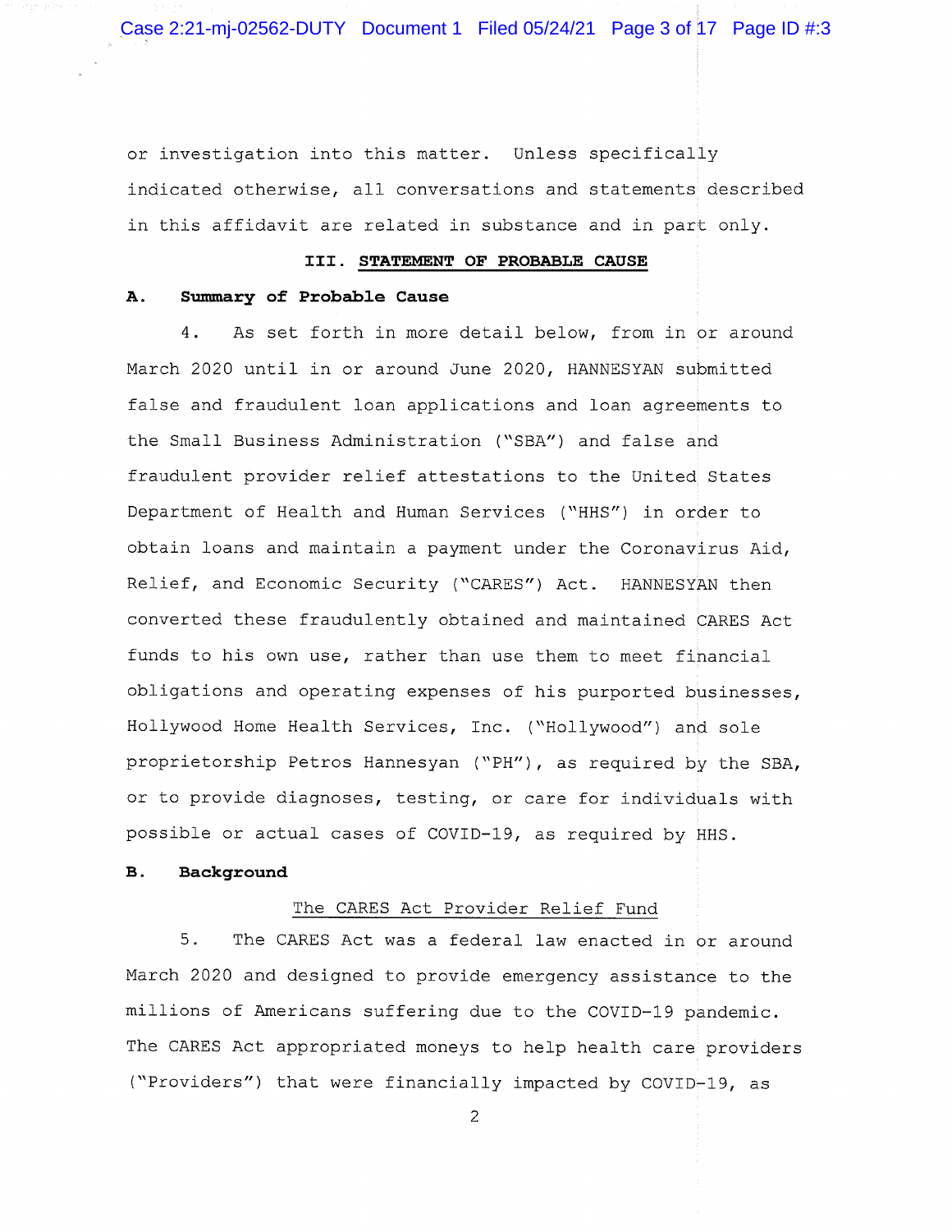or investigation into this matter. Unless specifically indicated otherwise, all conversations and statements described in this affidavit are related in substance and in part only.

## III. STATEMENT OF PROBABLE CAUSE

### A. Summary of Probable Cause

4. As set forth in more detail below, from in or around March 2020 until in or around June 2020, HANNESYAN submitted false and fraudulent loan applications and loan agreements to the Small Business Administration ("SBA") and false and fraudulent provider relief attestations to the United States Department of Health and Human Services ("HHS") in order to obtain loans and maintain a payment under the Coronavirus Aid, Relief, and Economic Security ("CARES") Act. HANNESYAN then converted these fraudulently obtained and maintained CARES Act funds to his own use, rather than use them to meet financial obligations and operating expenses of his purported businesses, Hollywood Home Health Services, Inc. ("Hollywood") and sole proprietorship Petros Hannesyan ("PH"), as required by the SBA, or to provide diagnoses, testing, or care for individuals with possible or actual cases of COVID-19, as required by HHS.

### B. Background

The CARES Act Provider Relief Fund

5. The CARES Act was a federal law enacted in or around March 2020 and designed to provide emergency assistance to the millions of Americans suffering due to the COVID-19 pandemic. The CARES Act appropriated moneys to help health care providers ("Providers") that were financially impacted by COVID-19, as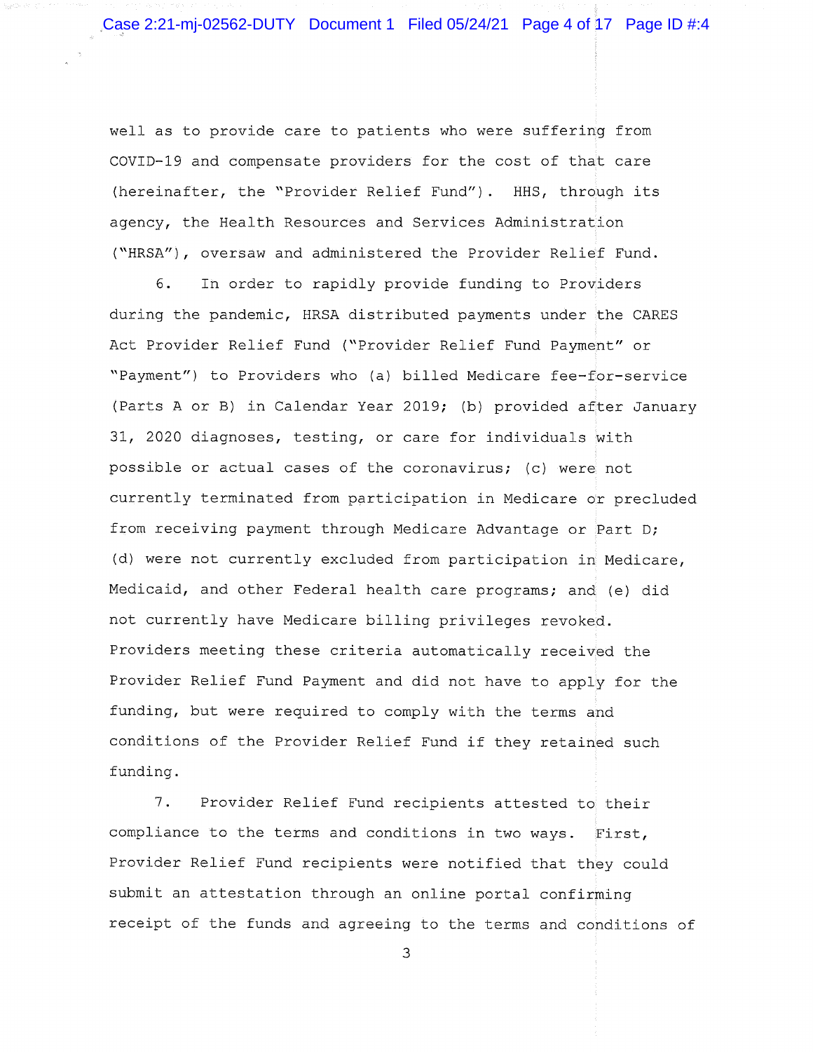well as to provide care to patients who were suffering from COVID-19 and compensate providers for the cost of that care (hereinafter, the "Provider Relief Fund"). HHS, through its agency, the Health Resources and Services Administration ("HRSA"), oversaw and administered the Provider Relief Fund.

6. In order to rapidly provide funding to Providers during the pandemic, HRSA distributed payments under the CARES Act Provider Relief Fund ("Provider Relief Fund Payment" or "Payment") to Providers who (a) billed Medicare fee-for-service (Parts A or B) in Calendar Year 2019; (b) provided after January 31, 2020 diagnoses, testing, or care for individuals with possible or actual cases of the coronavirus; (c) were not currently terminated from participation in Medicare or precluded from receiving payment through Medicare Advantage or Part D; (d) were not currently excluded from participation in Medicare, Medicaid, and other Federal health care programs; and (e) did not currently have Medicare billing privileges revoked. Providers meeting these criteria automatically received the Provider Relief Fund Payment and did not have to apply for the funding, but were required to comply with the terms and conditions of the Provider Relief Fund if they retained such funding.

7. Provider Relief Fund recipients attested to their compliance to the terms and conditions in two ways. First, Provider Relief Fund recipients were notified that they could submit an attestation through an online portal confirming receipt of the funds and agreeing to the terms and conditions of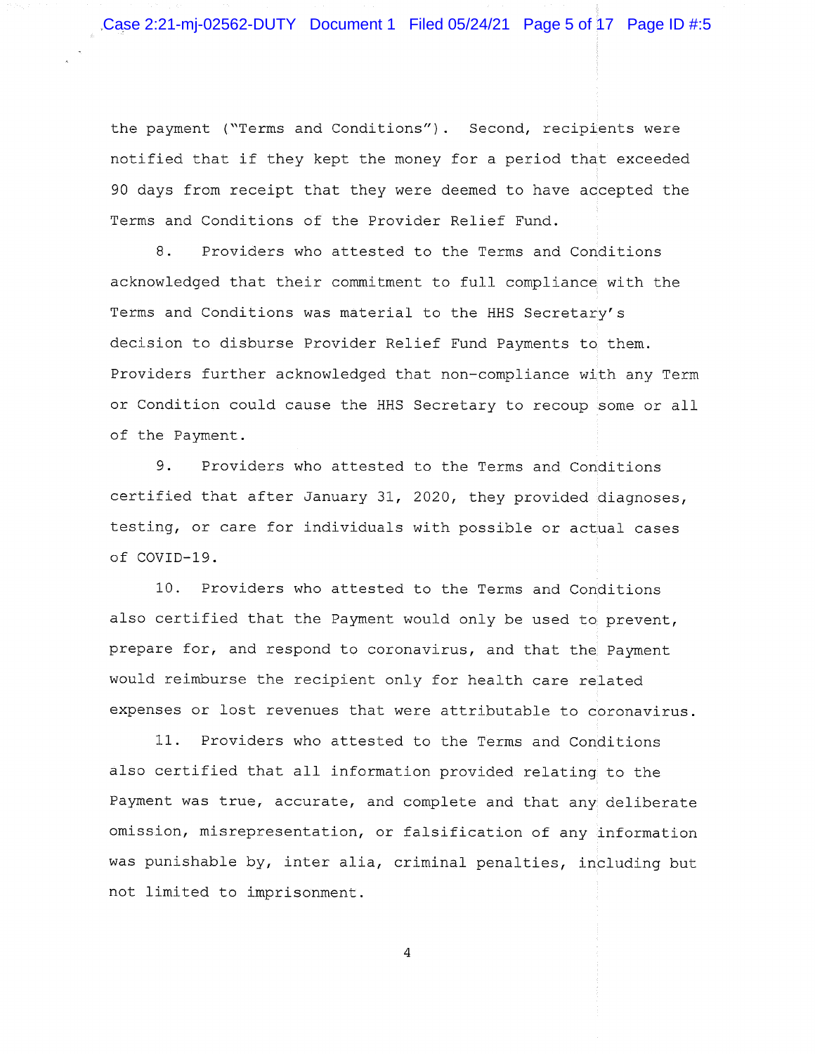the payment ("Terms and Conditions"). Second, recipients were notified that if they kept the money for a period that exceeded 90 days from receipt that they were deemed to have accepted the Terms and Conditions of the Provider Relief Fund.

8. Providers who attested to the Terms and Conditions acknowledged that their commitment to full compliance with the Terms and Conditions was material to the HHS Secretary's decision to disburse Provider Relief Fund Payments to them. Providers further acknowledged that non-compliance with any Term or Condition could cause the HHS Secretary to recoup some or all of the Payment.

9. Providers who attested to the Terms and Conditions certified that after January 31, 2020, they provided diagnoses, testing, or care for individuals with possible or actual cases of COVID-19.

10. Providers who attested to the Terms and Conditions also certified that the Payment would only be used to prevent, prepare for, and respond to coronavirus, and that the Payment would reimburse the recipient only for health care related expenses or lost revenues that were attributable to coronavirus.

11. Providers who attested to the Terms and Conditions also certified that all information provided relating to the Payment was true, accurate, and complete and that any deliberate omission, misrepresentation, or falsification of any information was punishable by, inter alia, criminal penalties, including but not limited to imprisonment.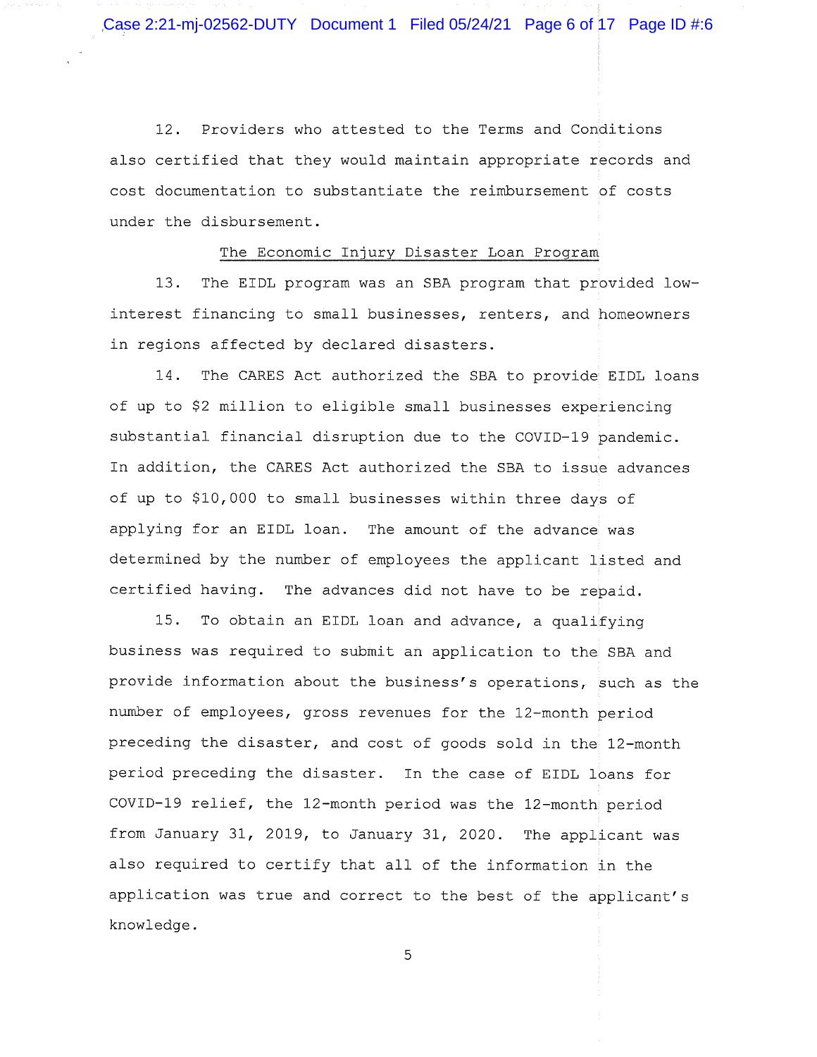12. Providers who attested to the Terms and Conditions also certified that they would maintain appropriate records and cost documentation to substantiate the reimbursement of costs under the disbursement.

## The Economic Injury Disaster Loan Program

13. The EIDL program was an SBA program that provided low-interest financing to small businesses, renters, and homeowners in regions affected by declared disasters.

14. The CARES Act authorized the SBA to provide EIDL loans of up to $2 million to eligible small businesses experiencing substantial financial disruption due to the COVID-19 pandemic. In addition, the CARES Act authorized the SBA to issue advances of up to $10,000 to small businesses within three days of applying for an EIDL loan. The amount of the advance was determined by the number of employees the applicant listed and certified having. The advances did not have to be repaid.

15. To obtain an EIDL loan and advance, a qualifying business was required to submit an application to the SBA and provide information about the business's operations, such as the number of employees, gross revenues for the 12-month period preceding the disaster, and cost of goods sold in the 12-month period preceding the disaster. In the case of EIDL loans for COVID-19 relief, the 12-month period was the 12-month period from January 31, 2019, to January 31, 2020. The applicant was also required to certify that all of the information in the application was true and correct to the best of the applicant's knowledge.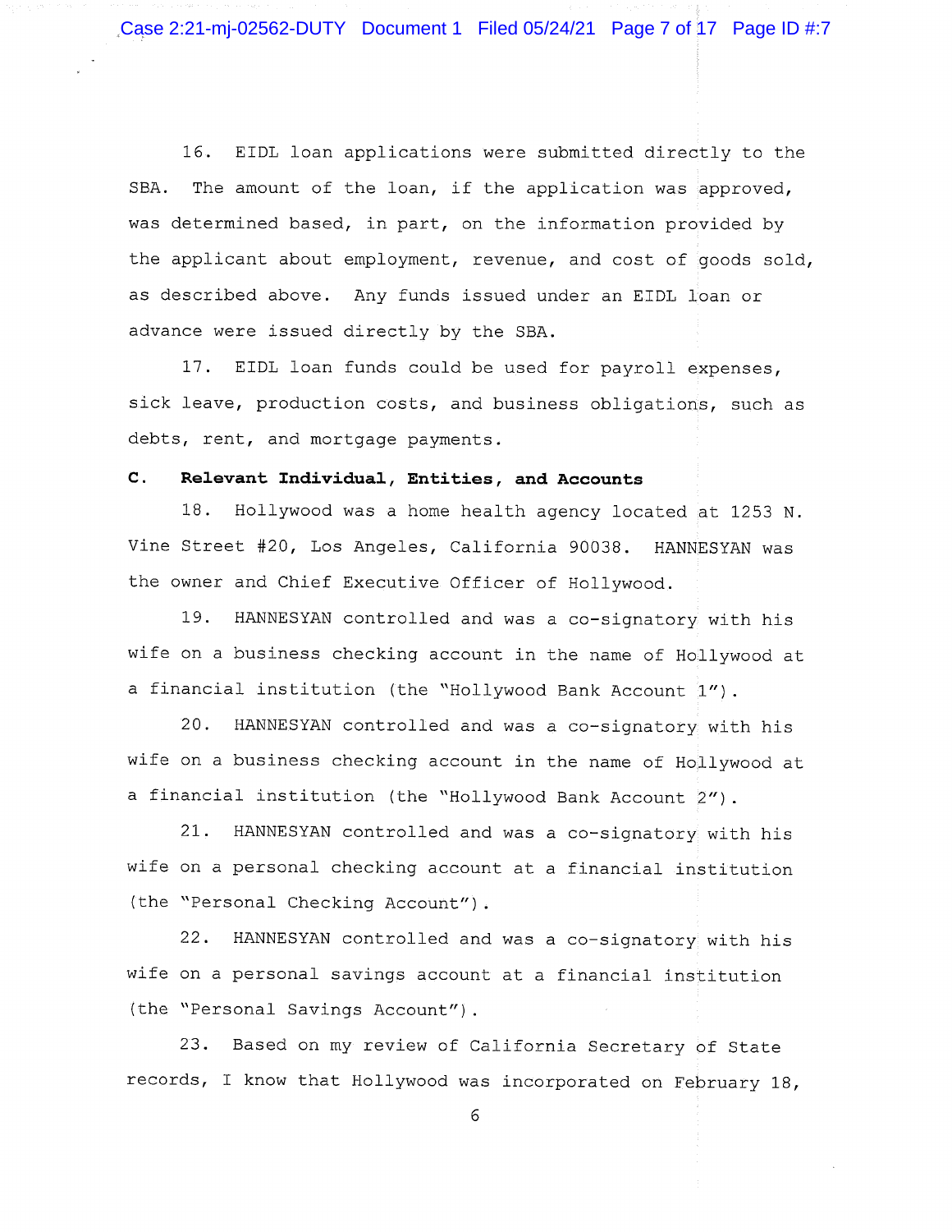16. EIDL loan applications were submitted directly to the SBA. The amount of the loan, if the application was approved, was determined based, in part, on the information provided by the applicant about employment, revenue, and cost of goods sold, as described above. Any funds issued under an EIDL loan or advance were issued directly by the SBA.

17. EIDL loan funds could be used for payroll expenses, sick leave, production costs, and business obligations, such as debts, rent, and mortgage payments.

### C. Relevant Individual, Entities, and Accounts

18. Hollywood was a home health agency located at 1253 N. Vine Street #20, Los Angeles, California 90038. HANNESYAN was the owner and Chief Executive Officer of Hollywood.

19. HANNESYAN controlled and was a co-signatory with his wife on a business checking account in the name of Hollywood at a financial institution (the "Hollywood Bank Account 1").

20. HANNESYAN controlled and was a co-signatory with his wife on a business checking account in the name of Hollywood at a financial institution (the "Hollywood Bank Account 2").

21. HANNESYAN controlled and was a co-signatory with his wife on a personal checking account at a financial institution (the "Personal Checking Account").

22. HANNESYAN controlled and was a co-signatory with his wife on a personal savings account at a financial institution (the "Personal Savings Account").

23. Based on my review of California Secretary of State records, I know that Hollywood was incorporated on February 18,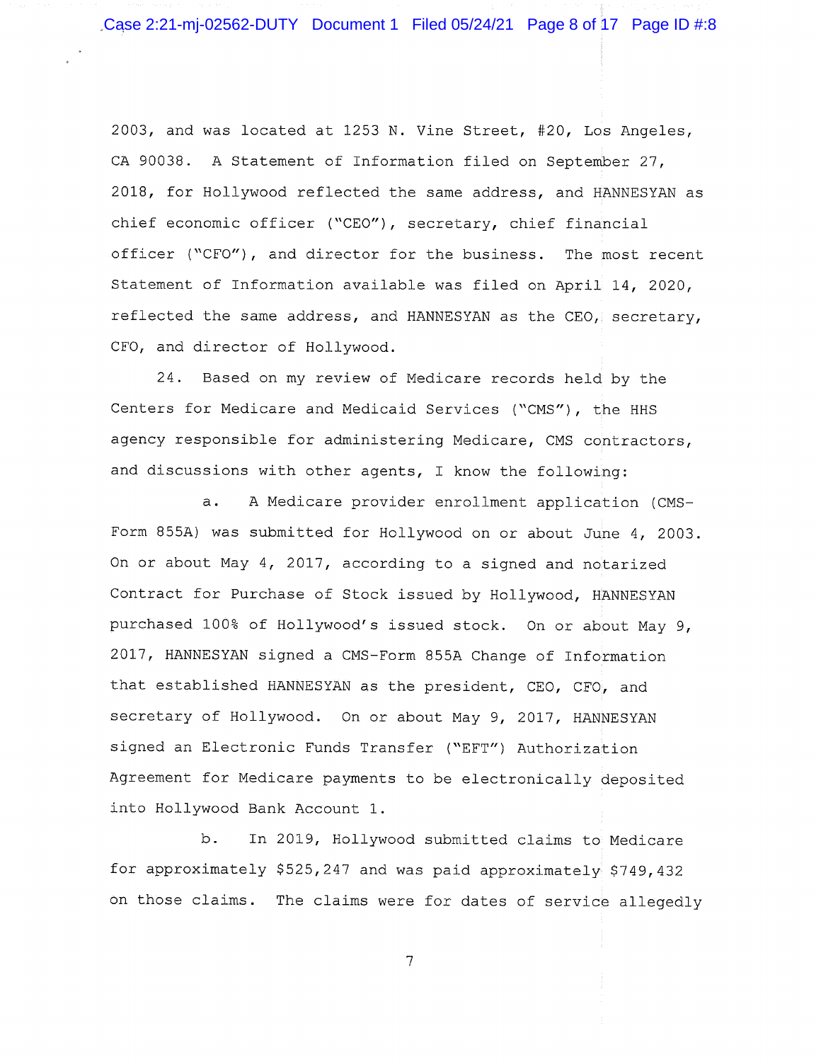2003, and was located at 1253 N. Vine Street, #20, Los Angeles, CA 90038. A Statement of Information filed on September 27, 2018, for Hollywood reflected the same address, and HANNESYAN as chief economic officer ("CEO"), secretary, chief financial officer ("CFO"), and director for the business. The most recent Statement of Information available was filed on April 14, 2020, reflected the same address, and HANNESYAN as the CEO, secretary, CFO, and director of Hollywood.

24. Based on my review of Medicare records held by the Centers for Medicare and Medicaid Services ("CMS"), the HHS agency responsible for administering Medicare, CMS contractors, and discussions with other agents, I know the following:

a. A Medicare provider enrollment application (CMS-Form 855A) was submitted for Hollywood on or about June 4, 2003. On or about May 4, 2017, according to a signed and notarized Contract for Purchase of Stock issued by Hollywood, HANNESYAN purchased 100% of Hollywood's issued stock. On or about May 9, 2017, HANNESYAN signed a CMS-Form 855A Change of Information that established HANNESYAN as the president, CEO, CFO, and secretary of Hollywood. On or about May 9, 2017, HANNESYAN signed an Electronic Funds Transfer ("EFT") Authorization Agreement for Medicare payments to be electronically deposited into Hollywood Bank Account 1.

b. In 2019, Hollywood submitted claims to Medicare for approximately $525,247 and was paid approximately $749,432 on those claims. The claims were for dates of service allegedly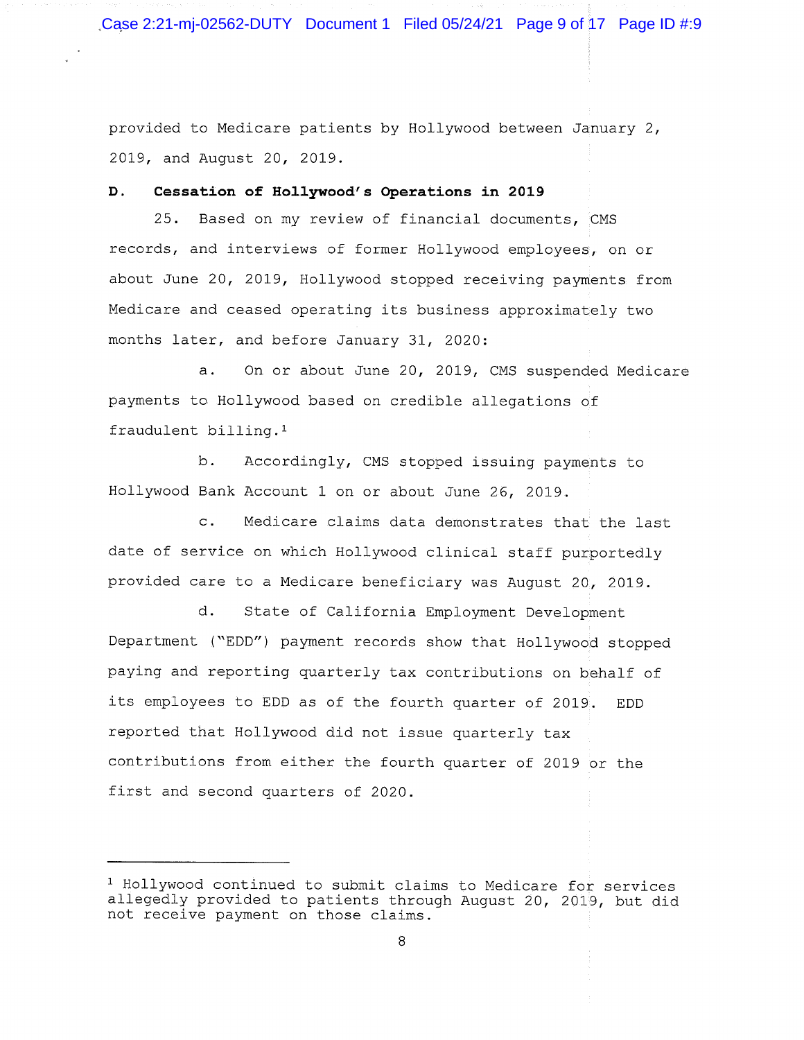provided to Medicare patients by Hollywood between January 2, 2019, and August 20, 2019.

**D. Cessation of Hollywood's Operations in 2019**

25. Based on my review of financial documents, CMS records, and interviews of former Hollywood employees, on or about June 20, 2019, Hollywood stopped receiving payments from Medicare and ceased operating its business approximately two months later, and before January 31, 2020:

a. On or about June 20, 2019, CMS suspended Medicare payments to Hollywood based on credible allegations of fraudulent billing.[1]

b. Accordingly, CMS stopped issuing payments to Hollywood Bank Account 1 on or about June 26, 2019.

c. Medicare claims data demonstrates that the last date of service on which Hollywood clinical staff purportedly provided care to a Medicare beneficiary was August 20, 2019.

d. State of California Employment Development Department ("EDD") payment records show that Hollywood stopped paying and reporting quarterly tax contributions on behalf of its employees to EDD as of the fourth quarter of 2019. EDD reported that Hollywood did not issue quarterly tax contributions from either the fourth quarter of 2019 or the first and second quarters of 2020.

---

[1] Hollywood continued to submit claims to Medicare for services allegedly provided to patients through August 20, 2019, but did not receive payment on those claims.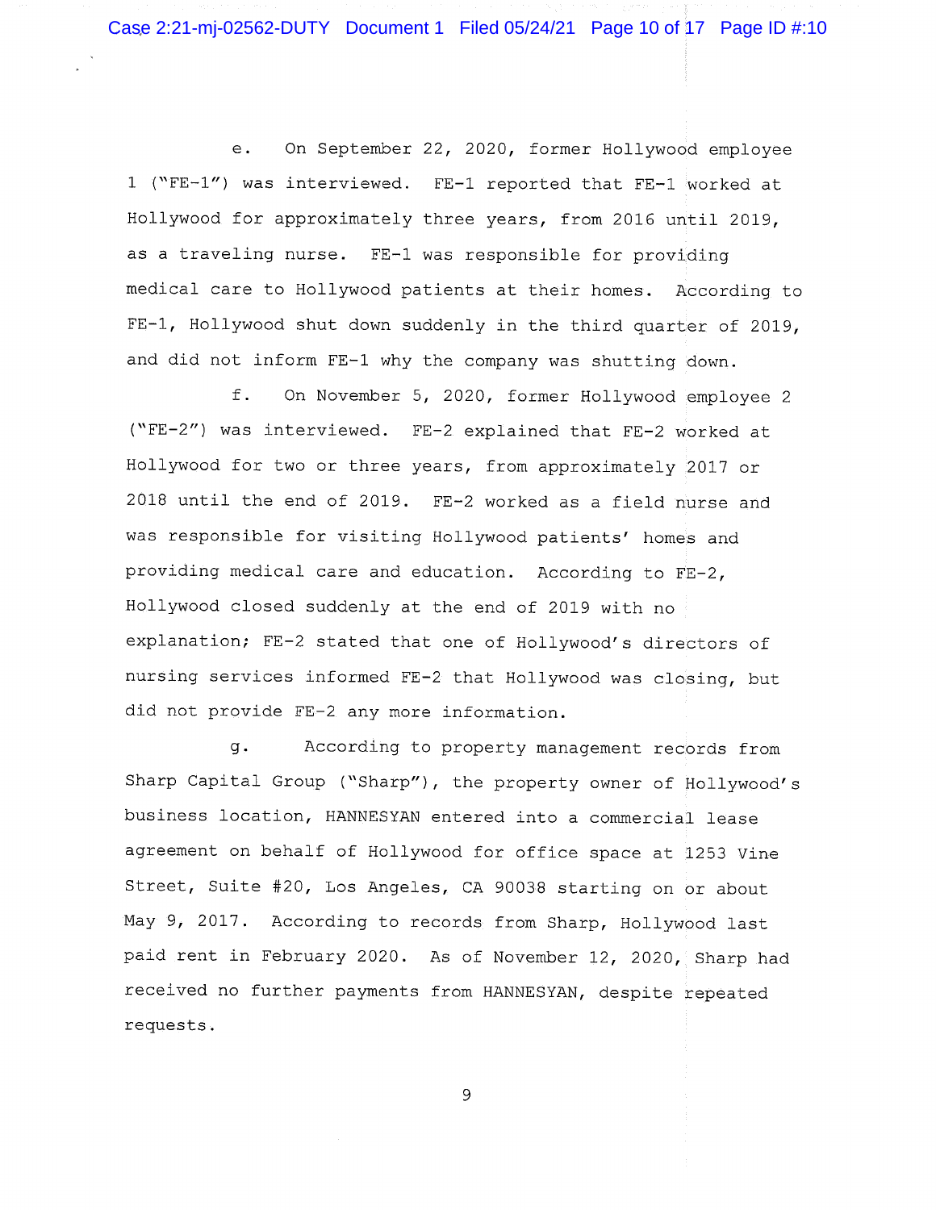e. On September 22, 2020, former Hollywood employee 1 ("FE-1") was interviewed. FE-1 reported that FE-1 worked at Hollywood for approximately three years, from 2016 until 2019, as a traveling nurse. FE-1 was responsible for providing medical care to Hollywood patients at their homes. According to FE-1, Hollywood shut down suddenly in the third quarter of 2019, and did not inform FE-1 why the company was shutting down.

f. On November 5, 2020, former Hollywood employee 2 ("FE-2") was interviewed. FE-2 explained that FE-2 worked at Hollywood for two or three years, from approximately 2017 or 2018 until the end of 2019. FE-2 worked as a field nurse and was responsible for visiting Hollywood patients' homes and providing medical care and education. According to FE-2, Hollywood closed suddenly at the end of 2019 with no explanation; FE-2 stated that one of Hollywood's directors of nursing services informed FE-2 that Hollywood was closing, but did not provide FE-2 any more information.

g. According to property management records from Sharp Capital Group ("Sharp"), the property owner of Hollywood's business location, HANNESYAN entered into a commercial lease agreement on behalf of Hollywood for office space at 1253 Vine Street, Suite #20, Los Angeles, CA 90038 starting on or about May 9, 2017. According to records from Sharp, Hollywood last paid rent in February 2020. As of November 12, 2020, Sharp had received no further payments from HANNESYAN, despite repeated requests.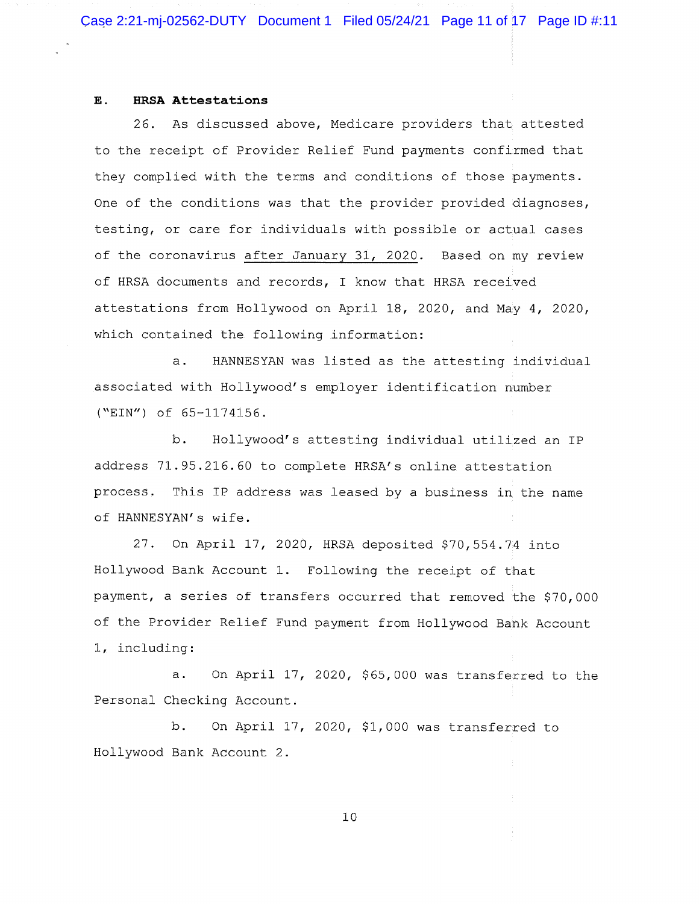**E. HRSA Attestations**

26. As discussed above, Medicare providers that attested to the receipt of Provider Relief Fund payments confirmed that they complied with the terms and conditions of those payments. One of the conditions was that the provider provided diagnoses, testing, or care for individuals with possible or actual cases of the coronavirus <u>after January 31, 2020</u>. Based on my review of HRSA documents and records, I know that HRSA received attestations from Hollywood on April 18, 2020, and May 4, 2020, which contained the following information:

a. HANNESYAN was listed as the attesting individual associated with Hollywood's employer identification number ("EIN") of 65-1174156.

b. Hollywood's attesting individual utilized an IP address 71.95.216.60 to complete HRSA's online attestation process. This IP address was leased by a business in the name of HANNESYAN's wife.

27. On April 17, 2020, HRSA deposited $70,554.74 into Hollywood Bank Account 1. Following the receipt of that payment, a series of transfers occurred that removed the $70,000 of the Provider Relief Fund payment from Hollywood Bank Account 1, including:

a. On April 17, 2020, $65,000 was transferred to the Personal Checking Account.

b. On April 17, 2020, $1,000 was transferred to Hollywood Bank Account 2.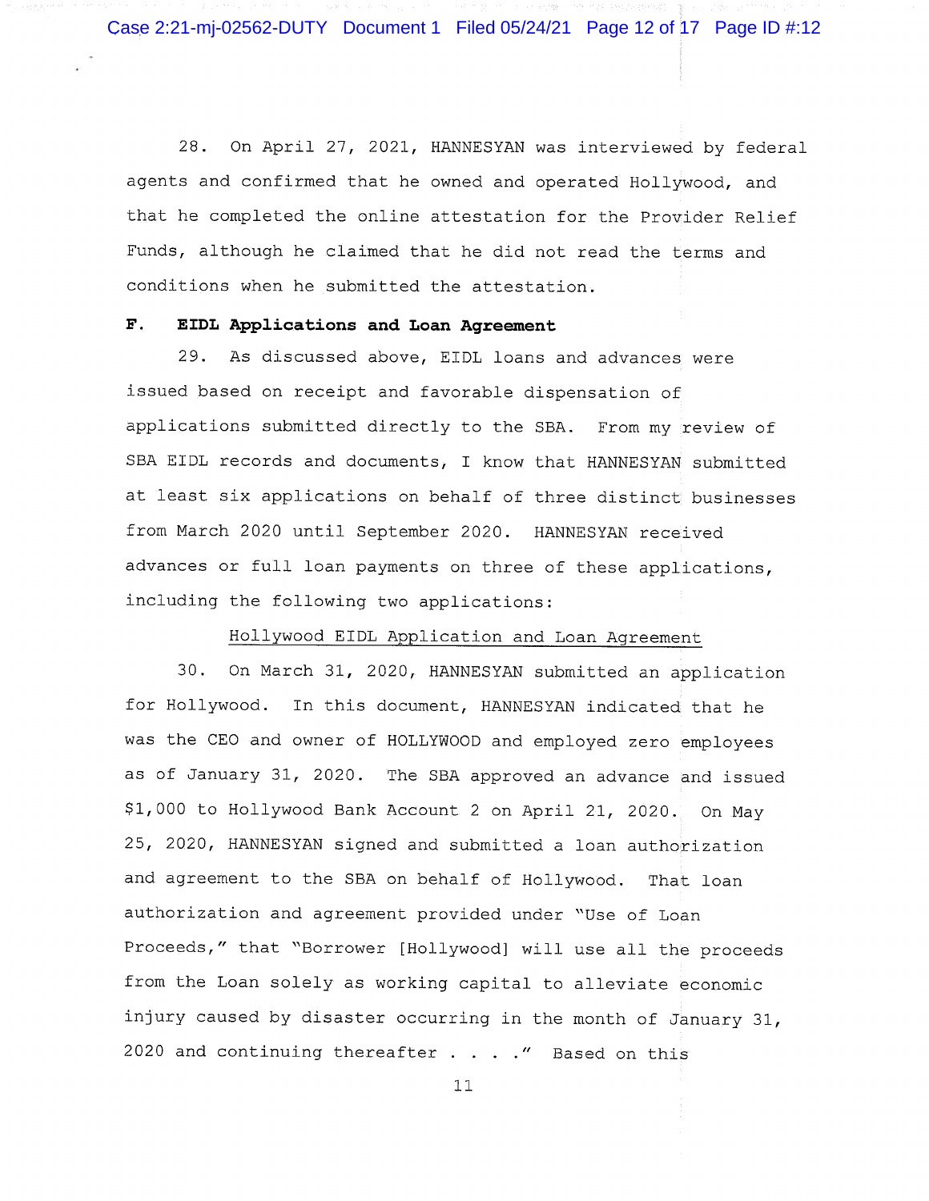28. On April 27, 2021, HANNESYAN was interviewed by federal agents and confirmed that he owned and operated Hollywood, and that he completed the online attestation for the Provider Relief Funds, although he claimed that he did not read the terms and conditions when he submitted the attestation.

**F. EIDL Applications and Loan Agreement**

29. As discussed above, EIDL loans and advances were issued based on receipt and favorable dispensation of applications submitted directly to the SBA. From my review of SBA EIDL records and documents, I know that HANNESYAN submitted at least six applications on behalf of three distinct businesses from March 2020 until September 2020. HANNESYAN received advances or full loan payments on three of these applications, including the following two applications:

<u>Hollywood EIDL Application and Loan Agreement</u>

30. On March 31, 2020, HANNESYAN submitted an application for Hollywood. In this document, HANNESYAN indicated that he was the CEO and owner of HOLLYWOOD and employed zero employees as of January 31, 2020. The SBA approved an advance and issued $1,000 to Hollywood Bank Account 2 on April 21, 2020. On May 25, 2020, HANNESYAN signed and submitted a loan authorization and agreement to the SBA on behalf of Hollywood. That loan authorization and agreement provided under "Use of Loan Proceeds," that "Borrower [Hollywood] will use all the proceeds from the Loan solely as working capital to alleviate economic injury caused by disaster occurring in the month of January 31, 2020 and continuing thereafter . . . ." Based on this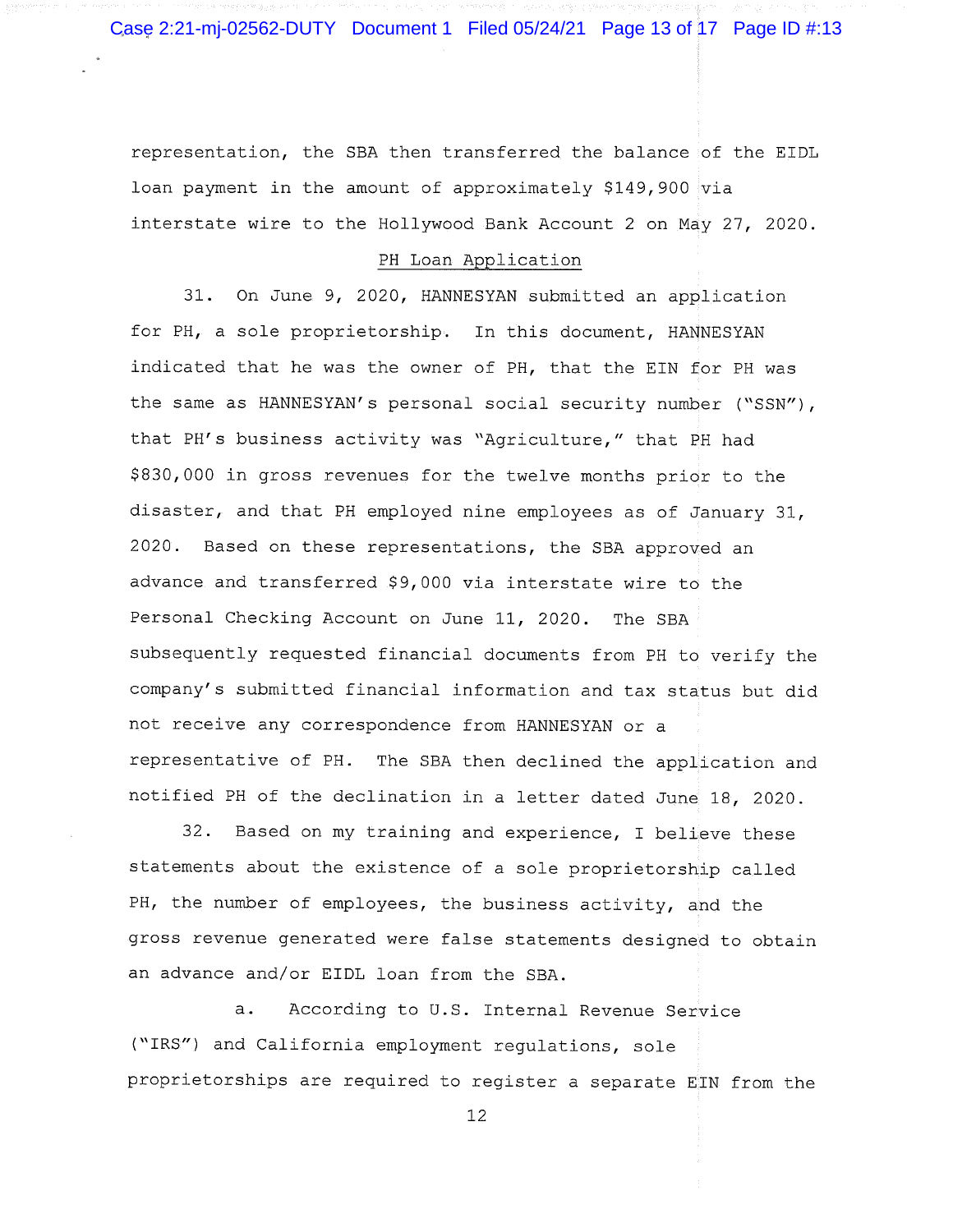representation, the SBA then transferred the balance of the EIDL loan payment in the amount of approximately $149,900 via interstate wire to the Hollywood Bank Account 2 on May 27, 2020.

PH Loan Application

31. On June 9, 2020, HANNESYAN submitted an application for PH, a sole proprietorship. In this document, HANNESYAN indicated that he was the owner of PH, that the EIN for PH was the same as HANNESYAN's personal social security number ("SSN"), that PH's business activity was "Agriculture," that PH had $830,000 in gross revenues for the twelve months prior to the disaster, and that PH employed nine employees as of January 31, 2020. Based on these representations, the SBA approved an advance and transferred $9,000 via interstate wire to the Personal Checking Account on June 11, 2020. The SBA subsequently requested financial documents from PH to verify the company's submitted financial information and tax status but did not receive any correspondence from HANNESYAN or a representative of PH. The SBA then declined the application and notified PH of the declination in a letter dated June 18, 2020.

32. Based on my training and experience, I believe these statements about the existence of a sole proprietorship called PH, the number of employees, the business activity, and the gross revenue generated were false statements designed to obtain an advance and/or EIDL loan from the SBA.

a. According to U.S. Internal Revenue Service ("IRS") and California employment regulations, sole proprietorships are required to register a separate EIN from the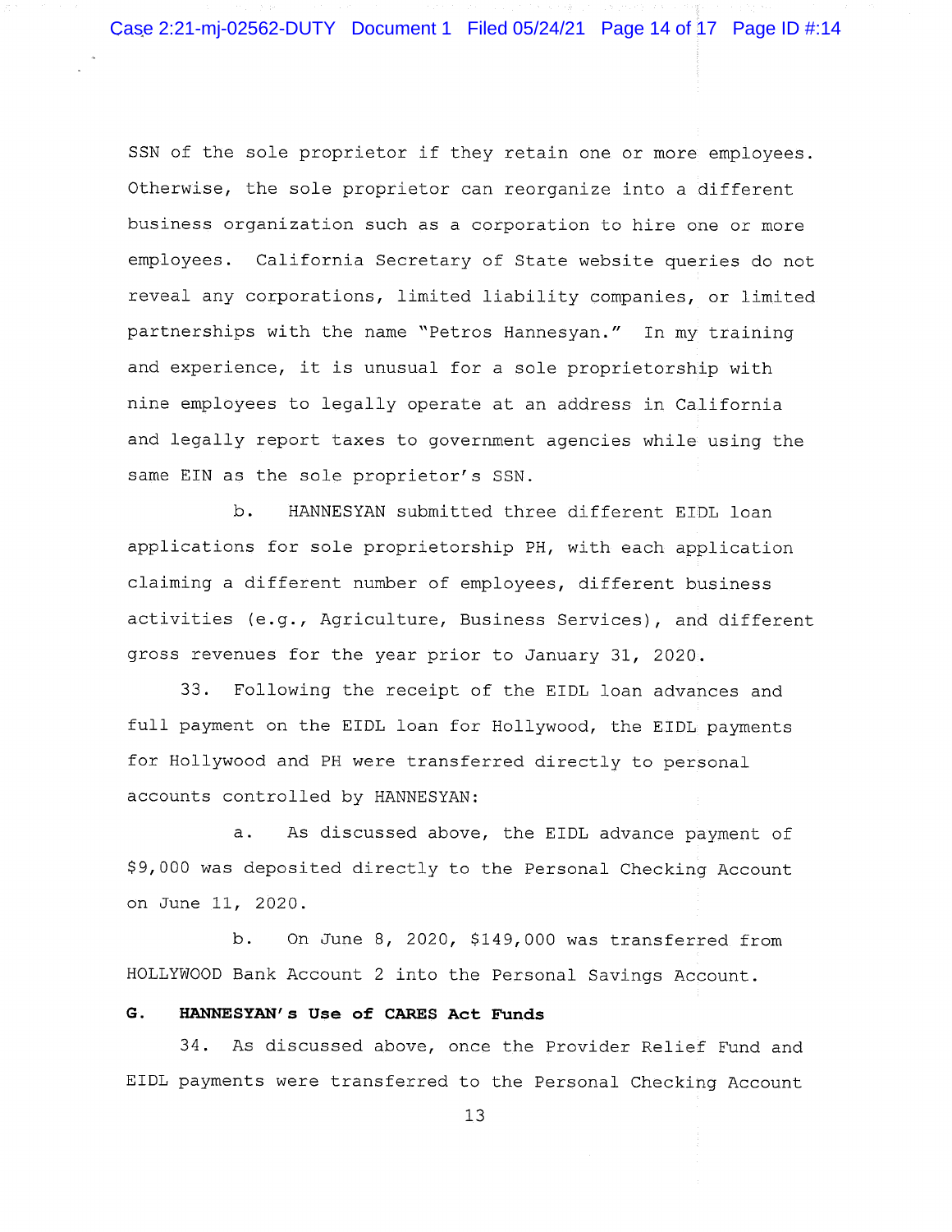SSN of the sole proprietor if they retain one or more employees. Otherwise, the sole proprietor can reorganize into a different business organization such as a corporation to hire one or more employees. California Secretary of State website queries do not reveal any corporations, limited liability companies, or limited partnerships with the name "Petros Hannesyan." In my training and experience, it is unusual for a sole proprietorship with nine employees to legally operate at an address in California and legally report taxes to government agencies while using the same EIN as the sole proprietor's SSN.

b. HANNESYAN submitted three different EIDL loan applications for sole proprietorship PH, with each application claiming a different number of employees, different business activities (e.g., Agriculture, Business Services), and different gross revenues for the year prior to January 31, 2020.

33. Following the receipt of the EIDL loan advances and full payment on the EIDL loan for Hollywood, the EIDL payments for Hollywood and PH were transferred directly to personal accounts controlled by HANNESYAN:

a. As discussed above, the EIDL advance payment of $9,000 was deposited directly to the Personal Checking Account on June 11, 2020.

b. On June 8, 2020, $149,000 was transferred from HOLLYWOOD Bank Account 2 into the Personal Savings Account.

**G. HANNESYAN's Use of CARES Act Funds**

34. As discussed above, once the Provider Relief Fund and EIDL payments were transferred to the Personal Checking Account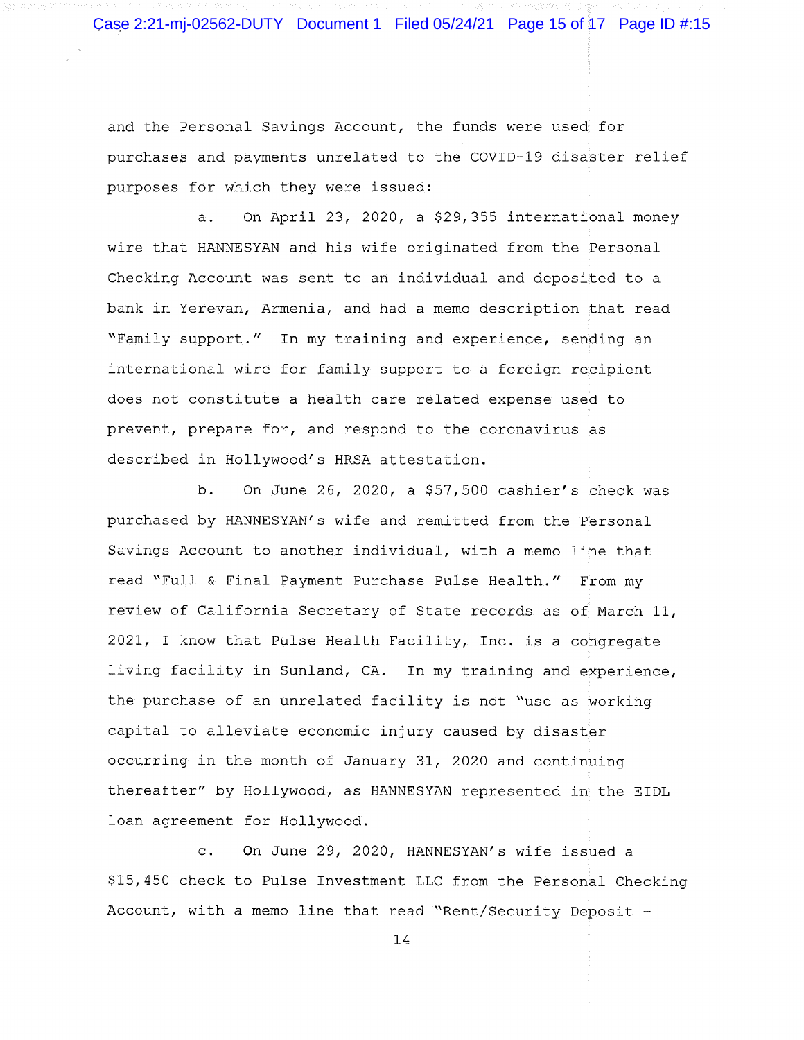and the Personal Savings Account, the funds were used for purchases and payments unrelated to the COVID-19 disaster relief purposes for which they were issued:

a. On April 23, 2020, a $29,355 international money wire that HANNESYAN and his wife originated from the Personal Checking Account was sent to an individual and deposited to a bank in Yerevan, Armenia, and had a memo description that read "Family support." In my training and experience, sending an international wire for family support to a foreign recipient does not constitute a health care related expense used to prevent, prepare for, and respond to the coronavirus as described in Hollywood's HRSA attestation.

b. On June 26, 2020, a $57,500 cashier's check was purchased by HANNESYAN's wife and remitted from the Personal Savings Account to another individual, with a memo line that read "Full & Final Payment Purchase Pulse Health." From my review of California Secretary of State records as of March 11, 2021, I know that Pulse Health Facility, Inc. is a congregate living facility in Sunland, CA. In my training and experience, the purchase of an unrelated facility is not "use as working capital to alleviate economic injury caused by disaster occurring in the month of January 31, 2020 and continuing thereafter" by Hollywood, as HANNESYAN represented in the EIDL loan agreement for Hollywood.

c. On June 29, 2020, HANNESYAN's wife issued a $15,450 check to Pulse Investment LLC from the Personal Checking Account, with a memo line that read "Rent/Security Deposit +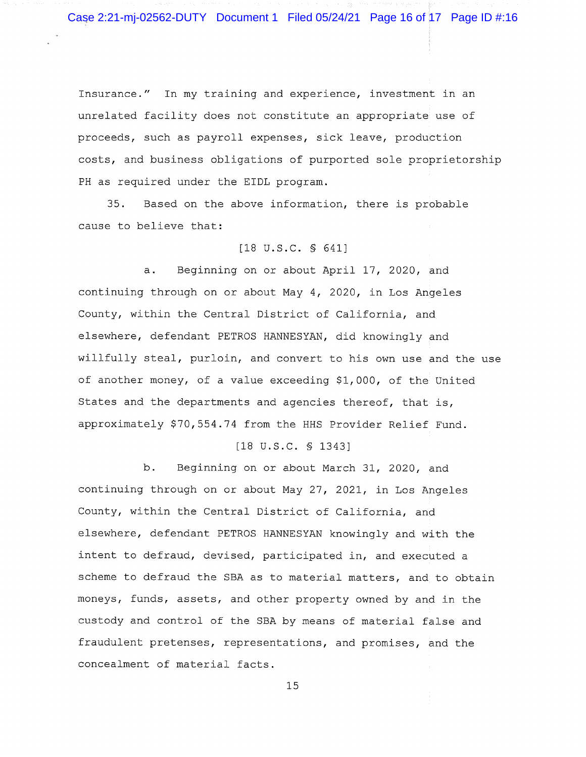Insurance." In my training and experience, investment in an unrelated facility does not constitute an appropriate use of proceeds, such as payroll expenses, sick leave, production costs, and business obligations of purported sole proprietorship PH as required under the EIDL program.

35. Based on the above information, there is probable cause to believe that:

[18 U.S.C. § 641]

a. Beginning on or about April 17, 2020, and continuing through on or about May 4, 2020, in Los Angeles County, within the Central District of California, and elsewhere, defendant PETROS HANNESYAN, did knowingly and willfully steal, purloin, and convert to his own use and the use of another money, of a value exceeding $1,000, of the United States and the departments and agencies thereof, that is, approximately $70,554.74 from the HHS Provider Relief Fund.

[18 U.S.C. § 1343]

b. Beginning on or about March 31, 2020, and continuing through on or about May 27, 2021, in Los Angeles County, within the Central District of California, and elsewhere, defendant PETROS HANNESYAN knowingly and with the intent to defraud, devised, participated in, and executed a scheme to defraud the SBA as to material matters, and to obtain moneys, funds, assets, and other property owned by and in the custody and control of the SBA by means of material false and fraudulent pretenses, representations, and promises, and the concealment of material facts.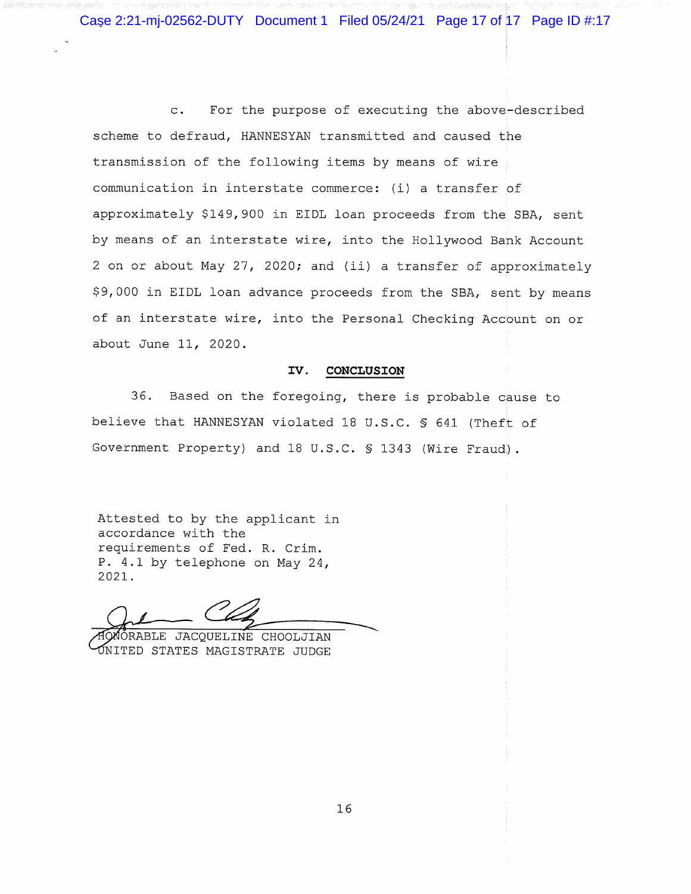c. For the purpose of executing the above-described scheme to defraud, HANNESYAN transmitted and caused the transmission of the following items by means of wire communication in interstate commerce: (i) a transfer of approximately $149,900 in EIDL loan proceeds from the SBA, sent by means of an interstate wire, into the Hollywood Bank Account 2 on or about May 27, 2020; and (ii) a transfer of approximately $9,000 in EIDL loan advance proceeds from the SBA, sent by means of an interstate wire, into the Personal Checking Account on or about June 11, 2020.

## IV. CONCLUSION

36. Based on the foregoing, there is probable cause to believe that HANNESYAN violated 18 U.S.C. § 641 (Theft of Government Property) and 18 U.S.C. § 1343 (Wire Fraud).

Attested to by the applicant in accordance with the requirements of Fed. R. Crim. P. 4.1 by telephone on May 24, 2021.

HONORABLE JACQUELINE CHOOLJIAN
UNITED STATES MAGISTRATE JUDGE